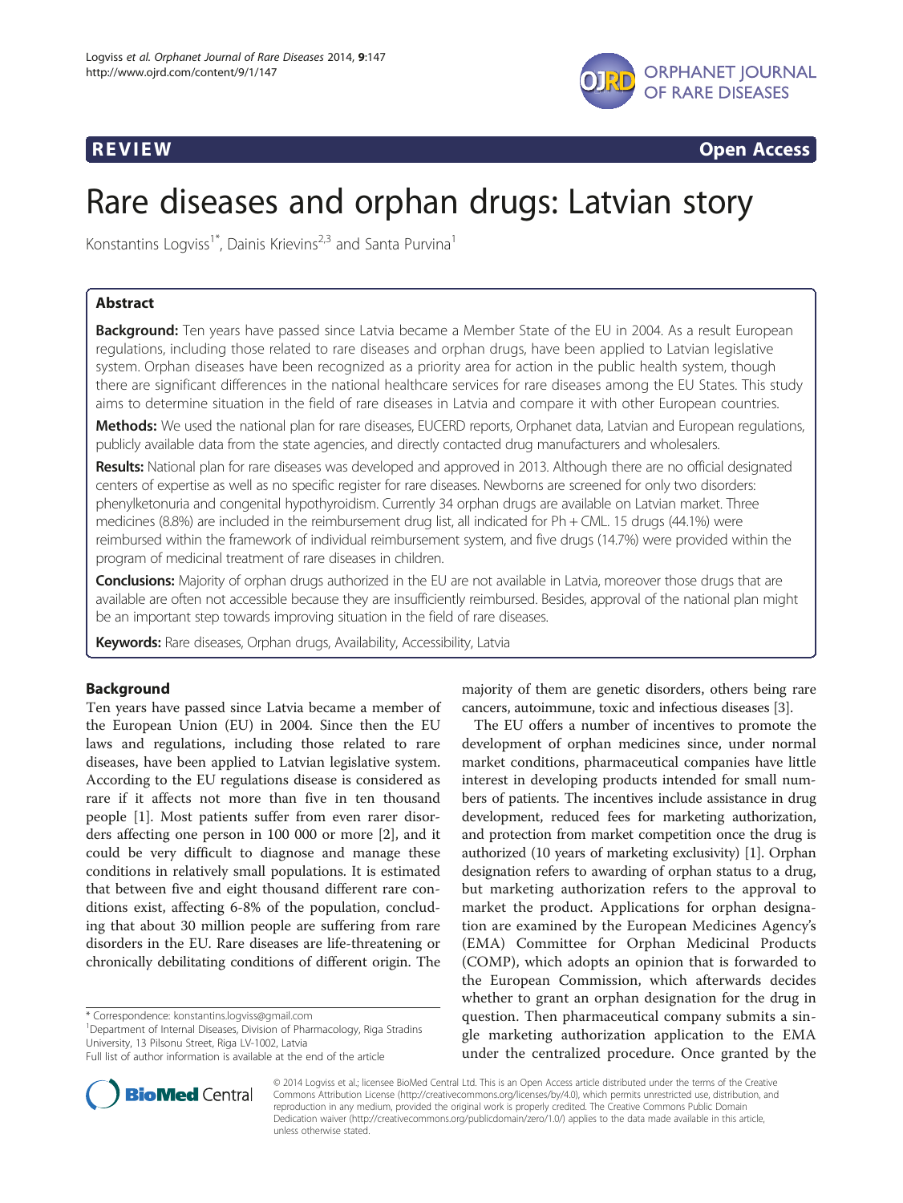REVIEW **Open Access**

# Rare diseases and orphan drugs: Latvian story

Konstantins Logviss[1*], Dainis Krievins[2,3] and Santa Purvina[1]

## Abstract

**Background:** Ten years have passed since Latvia became a Member State of the EU in 2004. As a result European regulations, including those related to rare diseases and orphan drugs, have been applied to Latvian legislative system. Orphan diseases have been recognized as a priority area for action in the public health system, though there are significant differences in the national healthcare services for rare diseases among the EU States. This study aims to determine situation in the field of rare diseases in Latvia and compare it with other European countries.

**Methods:** We used the national plan for rare diseases, EUCERD reports, Orphanet data, Latvian and European regulations, publicly available data from the state agencies, and directly contacted drug manufacturers and wholesalers.

**Results:** National plan for rare diseases was developed and approved in 2013. Although there are no official designated centers of expertise as well as no specific register for rare diseases. Newborns are screened for only two disorders: phenylketonuria and congenital hypothyroidism. Currently 34 orphan drugs are available on Latvian market. Three medicines (8.8%) are included in the reimbursement drug list, all indicated for Ph + CML. 15 drugs (44.1%) were reimbursed within the framework of individual reimbursement system, and five drugs (14.7%) were provided within the program of medicinal treatment of rare diseases in children.

**Conclusions:** Majority of orphan drugs authorized in the EU are not available in Latvia, moreover those drugs that are available are often not accessible because they are insufficiently reimbursed. Besides, approval of the national plan might be an important step towards improving situation in the field of rare diseases.

**Keywords:** Rare diseases, Orphan drugs, Availability, Accessibility, Latvia

## Background

Ten years have passed since Latvia became a member of the European Union (EU) in 2004. Since then the EU laws and regulations, including those related to rare diseases, have been applied to Latvian legislative system. According to the EU regulations disease is considered as rare if it affects not more than five in ten thousand people [1]. Most patients suffer from even rarer disorders affecting one person in 100 000 or more [2], and it could be very difficult to diagnose and manage these conditions in relatively small populations. It is estimated that between five and eight thousand different rare conditions exist, affecting 6-8% of the population, concluding that about 30 million people are suffering from rare disorders in the EU. Rare diseases are life-threatening or chronically debilitating conditions of different origin. The majority of them are genetic disorders, others being rare cancers, autoimmune, toxic and infectious diseases [3].

The EU offers a number of incentives to promote the development of orphan medicines since, under normal market conditions, pharmaceutical companies have little interest in developing products intended for small numbers of patients. The incentives include assistance in drug development, reduced fees for marketing authorization, and protection from market competition once the drug is authorized (10 years of marketing exclusivity) [1]. Orphan designation refers to awarding of orphan status to a drug, but marketing authorization refers to the approval to market the product. Applications for orphan designation are examined by the European Medicines Agency's (EMA) Committee for Orphan Medicinal Products (COMP), which adopts an opinion that is forwarded to the European Commission, which afterwards decides whether to grant an orphan designation for the drug in question. Then pharmaceutical company submits a single marketing authorization application to the EMA under the centralized procedure. Once granted by the

\* Correspondence: konstantins.logviss@gmail.com
[1]Department of Internal Diseases, Division of Pharmacology, Riga Stradins University, 13 Pilsonu Street, Riga LV-1002, Latvia
Full list of author information is available at the end of the article

© 2014 Logviss et al.; licensee BioMed Central Ltd. This is an Open Access article distributed under the terms of the Creative Commons Attribution License (http://creativecommons.org/licenses/by/4.0), which permits unrestricted use, distribution, and reproduction in any medium, provided the original work is properly credited. The Creative Commons Public Domain Dedication waiver (http://creativecommons.org/publicdomain/zero/1.0/) applies to the data made available in this article, unless otherwise stated.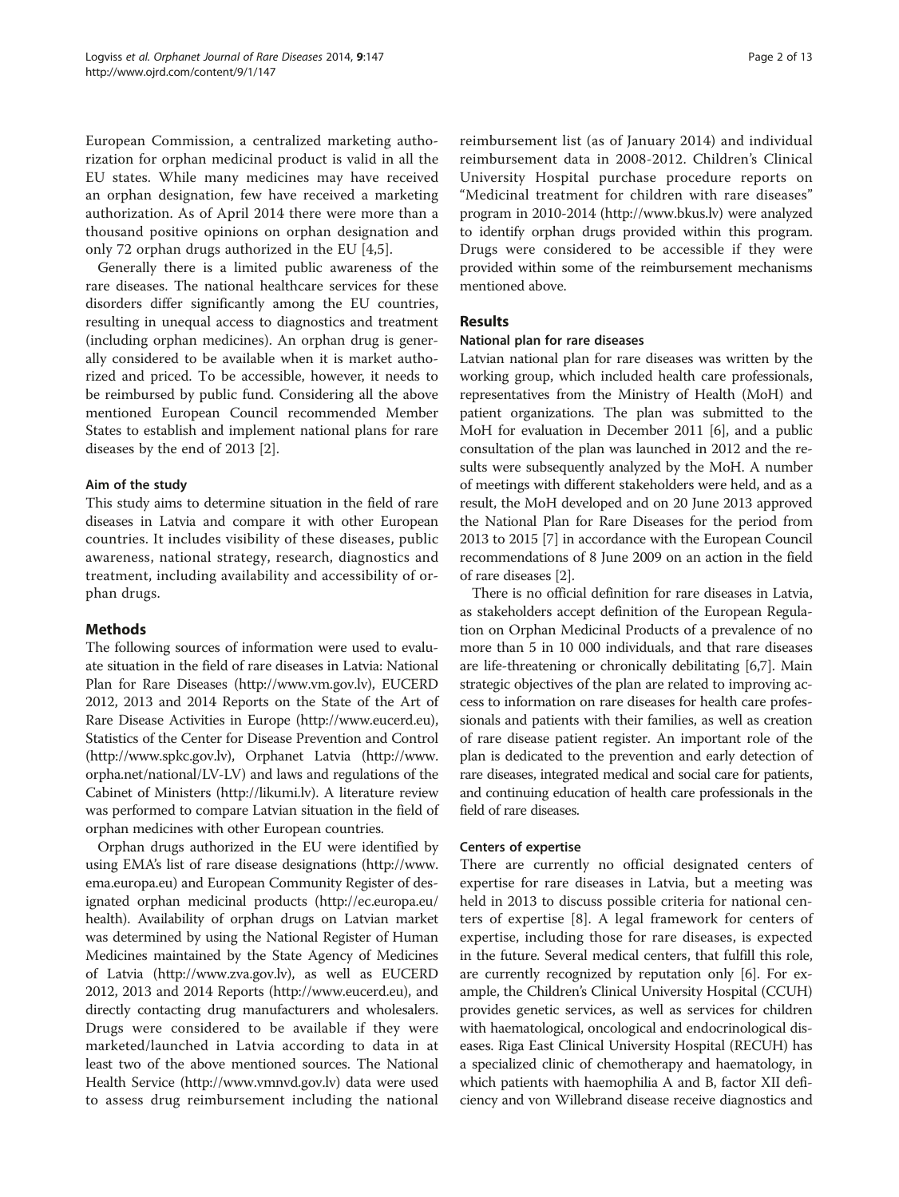European Commission, a centralized marketing authorization for orphan medicinal product is valid in all the EU states. While many medicines may have received an orphan designation, few have received a marketing authorization. As of April 2014 there were more than a thousand positive opinions on orphan designation and only 72 orphan drugs authorized in the EU [4,5].

Generally there is a limited public awareness of the rare diseases. The national healthcare services for these disorders differ significantly among the EU countries, resulting in unequal access to diagnostics and treatment (including orphan medicines). An orphan drug is generally considered to be available when it is market authorized and priced. To be accessible, however, it needs to be reimbursed by public fund. Considering all the above mentioned European Council recommended Member States to establish and implement national plans for rare diseases by the end of 2013 [2].

### Aim of the study

This study aims to determine situation in the field of rare diseases in Latvia and compare it with other European countries. It includes visibility of these diseases, public awareness, national strategy, research, diagnostics and treatment, including availability and accessibility of orphan drugs.

## Methods

The following sources of information were used to evaluate situation in the field of rare diseases in Latvia: National Plan for Rare Diseases (http://www.vm.gov.lv), EUCERD 2012, 2013 and 2014 Reports on the State of the Art of Rare Disease Activities in Europe (http://www.eucerd.eu), Statistics of the Center for Disease Prevention and Control (http://www.spkc.gov.lv), Orphanet Latvia (http://www.orpha.net/national/LV-LV) and laws and regulations of the Cabinet of Ministers (http://likumi.lv). A literature review was performed to compare Latvian situation in the field of orphan medicines with other European countries.

Orphan drugs authorized in the EU were identified by using EMA's list of rare disease designations (http://www.ema.europa.eu) and European Community Register of designated orphan medicinal products (http://ec.europa.eu/health). Availability of orphan drugs on Latvian market was determined by using the National Register of Human Medicines maintained by the State Agency of Medicines of Latvia (http://www.zva.gov.lv), as well as EUCERD 2012, 2013 and 2014 Reports (http://www.eucerd.eu), and directly contacting drug manufacturers and wholesalers. Drugs were considered to be available if they were marketed/launched in Latvia according to data in at least two of the above mentioned sources. The National Health Service (http://www.vmnvd.gov.lv) data were used to assess drug reimbursement including the national reimbursement list (as of January 2014) and individual reimbursement data in 2008-2012. Children's Clinical University Hospital purchase procedure reports on "Medicinal treatment for children with rare diseases" program in 2010-2014 (http://www.bkus.lv) were analyzed to identify orphan drugs provided within this program. Drugs were considered to be accessible if they were provided within some of the reimbursement mechanisms mentioned above.

## Results

### National plan for rare diseases

Latvian national plan for rare diseases was written by the working group, which included health care professionals, representatives from the Ministry of Health (MoH) and patient organizations. The plan was submitted to the MoH for evaluation in December 2011 [6], and a public consultation of the plan was launched in 2012 and the results were subsequently analyzed by the MoH. A number of meetings with different stakeholders were held, and as a result, the MoH developed and on 20 June 2013 approved the National Plan for Rare Diseases for the period from 2013 to 2015 [7] in accordance with the European Council recommendations of 8 June 2009 on an action in the field of rare diseases [2].

There is no official definition for rare diseases in Latvia, as stakeholders accept definition of the European Regulation on Orphan Medicinal Products of a prevalence of no more than 5 in 10 000 individuals, and that rare diseases are life-threatening or chronically debilitating [6,7]. Main strategic objectives of the plan are related to improving access to information on rare diseases for health care professionals and patients with their families, as well as creation of rare disease patient register. An important role of the plan is dedicated to the prevention and early detection of rare diseases, integrated medical and social care for patients, and continuing education of health care professionals in the field of rare diseases.

### Centers of expertise

There are currently no official designated centers of expertise for rare diseases in Latvia, but a meeting was held in 2013 to discuss possible criteria for national centers of expertise [8]. A legal framework for centers of expertise, including those for rare diseases, is expected in the future. Several medical centers, that fulfill this role, are currently recognized by reputation only [6]. For example, the Children's Clinical University Hospital (CCUH) provides genetic services, as well as services for children with haematological, oncological and endocrinological diseases. Riga East Clinical University Hospital (RECUH) has a specialized clinic of chemotherapy and haematology, in which patients with haemophilia A and B, factor XII deficiency and von Willebrand disease receive diagnostics and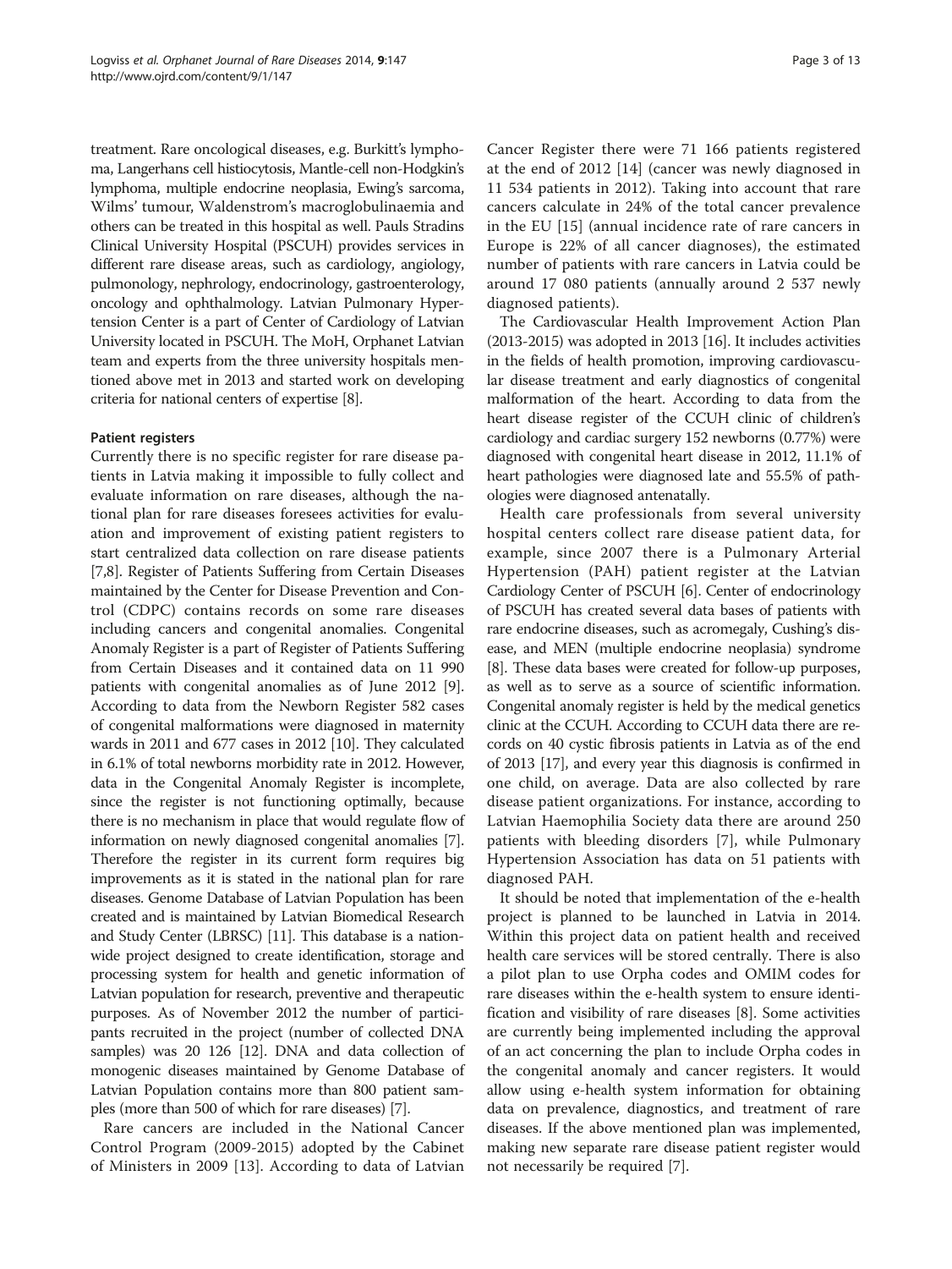treatment. Rare oncological diseases, e.g. Burkitt's lymphoma, Langerhans cell histiocytosis, Mantle-cell non-Hodgkin's lymphoma, multiple endocrine neoplasia, Ewing's sarcoma, Wilms' tumour, Waldenstrom's macroglobulinaemia and others can be treated in this hospital as well. Pauls Stradins Clinical University Hospital (PSCUH) provides services in different rare disease areas, such as cardiology, angiology, pulmonology, nephrology, endocrinology, gastroenterology, oncology and ophthalmology. Latvian Pulmonary Hypertension Center is a part of Center of Cardiology of Latvian University located in PSCUH. The MoH, Orphanet Latvian team and experts from the three university hospitals mentioned above met in 2013 and started work on developing criteria for national centers of expertise [8].

#### Patient registers

Currently there is no specific register for rare disease patients in Latvia making it impossible to fully collect and evaluate information on rare diseases, although the national plan for rare diseases foresees activities for evaluation and improvement of existing patient registers to start centralized data collection on rare disease patients [7,8]. Register of Patients Suffering from Certain Diseases maintained by the Center for Disease Prevention and Control (CDPC) contains records on some rare diseases including cancers and congenital anomalies. Congenital Anomaly Register is a part of Register of Patients Suffering from Certain Diseases and it contained data on 11 990 patients with congenital anomalies as of June 2012 [9]. According to data from the Newborn Register 582 cases of congenital malformations were diagnosed in maternity wards in 2011 and 677 cases in 2012 [10]. They calculated in 6.1% of total newborns morbidity rate in 2012. However, data in the Congenital Anomaly Register is incomplete, since the register is not functioning optimally, because there is no mechanism in place that would regulate flow of information on newly diagnosed congenital anomalies [7]. Therefore the register in its current form requires big improvements as it is stated in the national plan for rare diseases. Genome Database of Latvian Population has been created and is maintained by Latvian Biomedical Research and Study Center (LBRSC) [11]. This database is a nationwide project designed to create identification, storage and processing system for health and genetic information of Latvian population for research, preventive and therapeutic purposes. As of November 2012 the number of participants recruited in the project (number of collected DNA samples) was 20 126 [12]. DNA and data collection of monogenic diseases maintained by Genome Database of Latvian Population contains more than 800 patient samples (more than 500 of which for rare diseases) [7].

Rare cancers are included in the National Cancer Control Program (2009-2015) adopted by the Cabinet of Ministers in 2009 [13]. According to data of Latvian Cancer Register there were 71 166 patients registered at the end of 2012 [14] (cancer was newly diagnosed in 11 534 patients in 2012). Taking into account that rare cancers calculate in 24% of the total cancer prevalence in the EU [15] (annual incidence rate of rare cancers in Europe is 22% of all cancer diagnoses), the estimated number of patients with rare cancers in Latvia could be around 17 080 patients (annually around 2 537 newly diagnosed patients).

The Cardiovascular Health Improvement Action Plan (2013-2015) was adopted in 2013 [16]. It includes activities in the fields of health promotion, improving cardiovascular disease treatment and early diagnostics of congenital malformation of the heart. According to data from the heart disease register of the CCUH clinic of children's cardiology and cardiac surgery 152 newborns (0.77%) were diagnosed with congenital heart disease in 2012, 11.1% of heart pathologies were diagnosed late and 55.5% of pathologies were diagnosed antenatally.

Health care professionals from several university hospital centers collect rare disease patient data, for example, since 2007 there is a Pulmonary Arterial Hypertension (PAH) patient register at the Latvian Cardiology Center of PSCUH [6]. Center of endocrinology of PSCUH has created several data bases of patients with rare endocrine diseases, such as acromegaly, Cushing's disease, and MEN (multiple endocrine neoplasia) syndrome [8]. These data bases were created for follow-up purposes, as well as to serve as a source of scientific information. Congenital anomaly register is held by the medical genetics clinic at the CCUH. According to CCUH data there are records on 40 cystic fibrosis patients in Latvia as of the end of 2013 [17], and every year this diagnosis is confirmed in one child, on average. Data are also collected by rare disease patient organizations. For instance, according to Latvian Haemophilia Society data there are around 250 patients with bleeding disorders [7], while Pulmonary Hypertension Association has data on 51 patients with diagnosed PAH.

It should be noted that implementation of the e-health project is planned to be launched in Latvia in 2014. Within this project data on patient health and received health care services will be stored centrally. There is also a pilot plan to use Orpha codes and OMIM codes for rare diseases within the e-health system to ensure identification and visibility of rare diseases [8]. Some activities are currently being implemented including the approval of an act concerning the plan to include Orpha codes in the congenital anomaly and cancer registers. It would allow using e-health system information for obtaining data on prevalence, diagnostics, and treatment of rare diseases. If the above mentioned plan was implemented, making new separate rare disease patient register would not necessarily be required [7].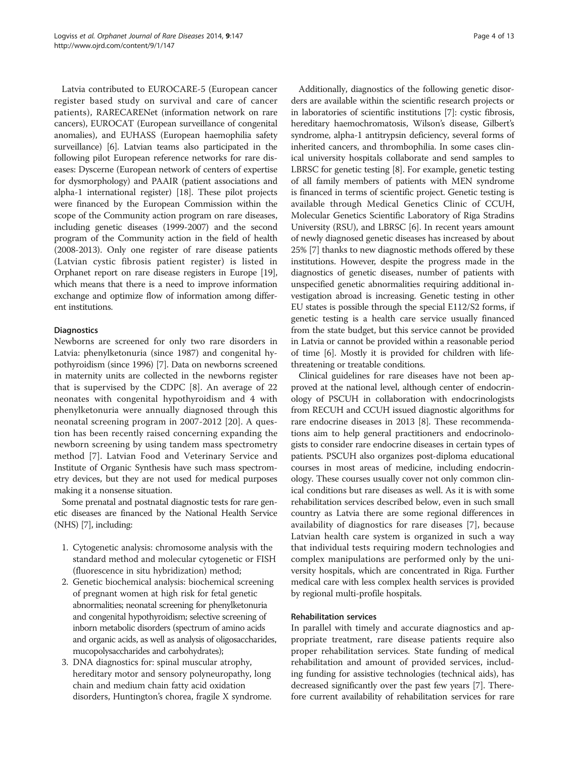Latvia contributed to EUROCARE-5 (European cancer register based study on survival and care of cancer patients), RARECARENet (information network on rare cancers), EUROCAT (European surveillance of congenital anomalies), and EUHASS (European haemophilia safety surveillance) [6]. Latvian teams also participated in the following pilot European reference networks for rare diseases: Dyscerne (European network of centers of expertise for dysmorphology) and PAAIR (patient associations and alpha-1 international register) [18]. These pilot projects were financed by the European Commission within the scope of the Community action program on rare diseases, including genetic diseases (1999-2007) and the second program of the Community action in the field of health (2008-2013). Only one register of rare disease patients (Latvian cystic fibrosis patient register) is listed in Orphanet report on rare disease registers in Europe [19], which means that there is a need to improve information exchange and optimize flow of information among different institutions.

### Diagnostics

Newborns are screened for only two rare disorders in Latvia: phenylketonuria (since 1987) and congenital hypothyroidism (since 1996) [7]. Data on newborns screened in maternity units are collected in the newborns register that is supervised by the CDPC [8]. An average of 22 neonates with congenital hypothyroidism and 4 with phenylketonuria were annually diagnosed through this neonatal screening program in 2007-2012 [20]. A question has been recently raised concerning expanding the newborn screening by using tandem mass spectrometry method [7]. Latvian Food and Veterinary Service and Institute of Organic Synthesis have such mass spectrometry devices, but they are not used for medical purposes making it a nonsense situation.

Some prenatal and postnatal diagnostic tests for rare genetic diseases are financed by the National Health Service (NHS) [7], including:

1. Cytogenetic analysis: chromosome analysis with the standard method and molecular cytogenetic or FISH (fluorescence in situ hybridization) method;
2. Genetic biochemical analysis: biochemical screening of pregnant women at high risk for fetal genetic abnormalities; neonatal screening for phenylketonuria and congenital hypothyroidism; selective screening of inborn metabolic disorders (spectrum of amino acids and organic acids, as well as analysis of oligosaccharides, mucopolysaccharides and carbohydrates);
3. DNA diagnostics for: spinal muscular atrophy, hereditary motor and sensory polyneuropathy, long chain and medium chain fatty acid oxidation disorders, Huntington's chorea, fragile X syndrome.

Additionally, diagnostics of the following genetic disorders are available within the scientific research projects or in laboratories of scientific institutions [7]: cystic fibrosis, hereditary haemochromatosis, Wilson's disease, Gilbert's syndrome, alpha-1 antitrypsin deficiency, several forms of inherited cancers, and thrombophilia. In some cases clinical university hospitals collaborate and send samples to LBRSC for genetic testing [8]. For example, genetic testing of all family members of patients with MEN syndrome is financed in terms of scientific project. Genetic testing is available through Medical Genetics Clinic of CCUH, Molecular Genetics Scientific Laboratory of Riga Stradins University (RSU), and LBRSC [6]. In recent years amount of newly diagnosed genetic diseases has increased by about 25% [7] thanks to new diagnostic methods offered by these institutions. However, despite the progress made in the diagnostics of genetic diseases, number of patients with unspecified genetic abnormalities requiring additional investigation abroad is increasing. Genetic testing in other EU states is possible through the special E112/S2 forms, if genetic testing is a health care service usually financed from the state budget, but this service cannot be provided in Latvia or cannot be provided within a reasonable period of time [6]. Mostly it is provided for children with life-threatening or treatable conditions.

Clinical guidelines for rare diseases have not been approved at the national level, although center of endocrinology of PSCUH in collaboration with endocrinologists from RECUH and CCUH issued diagnostic algorithms for rare endocrine diseases in 2013 [8]. These recommendations aim to help general practitioners and endocrinologists to consider rare endocrine diseases in certain types of patients. PSCUH also organizes post-diploma educational courses in most areas of medicine, including endocrinology. These courses usually cover not only common clinical conditions but rare diseases as well. As it is with some rehabilitation services described below, even in such small country as Latvia there are some regional differences in availability of diagnostics for rare diseases [7], because Latvian health care system is organized in such a way that individual tests requiring modern technologies and complex manipulations are performed only by the university hospitals, which are concentrated in Riga. Further medical care with less complex health services is provided by regional multi-profile hospitals.

### Rehabilitation services

In parallel with timely and accurate diagnostics and appropriate treatment, rare disease patients require also proper rehabilitation services. State funding of medical rehabilitation and amount of provided services, including funding for assistive technologies (technical aids), has decreased significantly over the past few years [7]. Therefore current availability of rehabilitation services for rare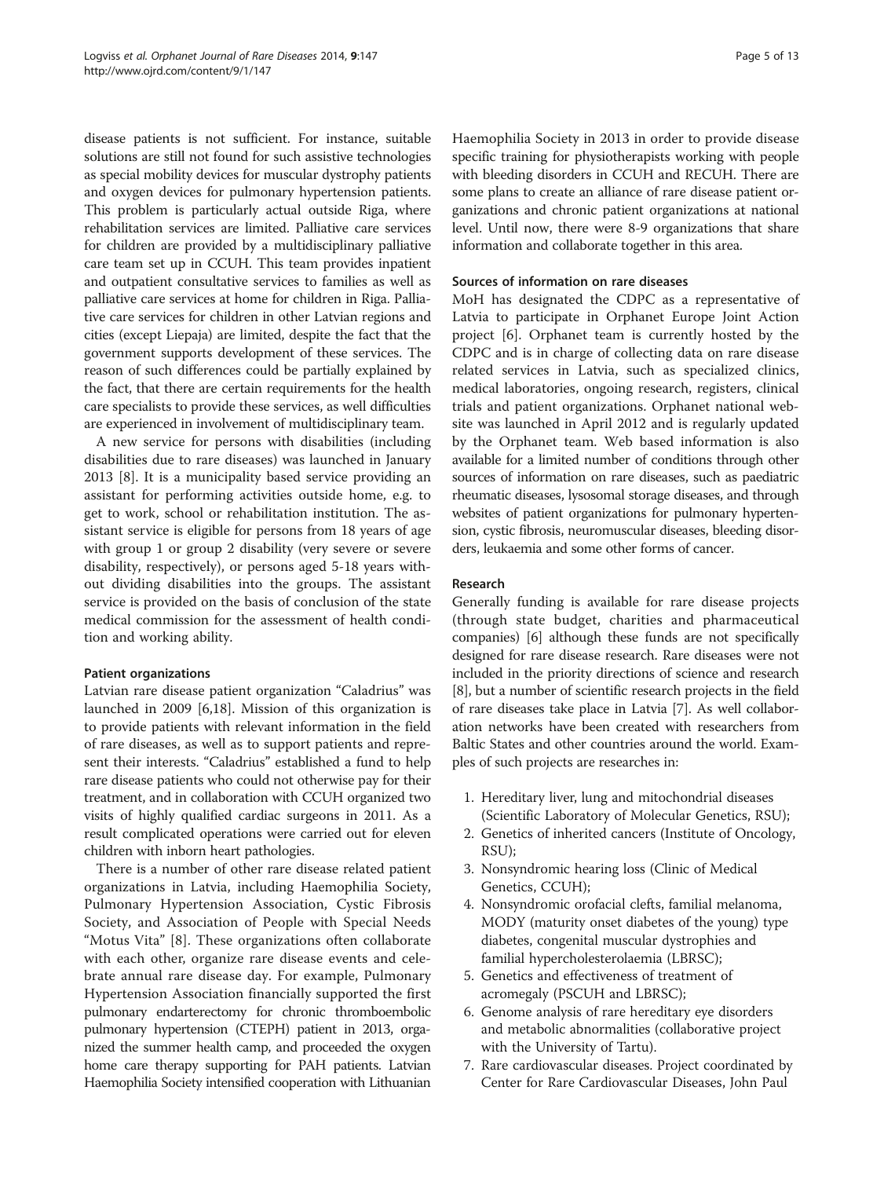disease patients is not sufficient. For instance, suitable solutions are still not found for such assistive technologies as special mobility devices for muscular dystrophy patients and oxygen devices for pulmonary hypertension patients. This problem is particularly actual outside Riga, where rehabilitation services are limited. Palliative care services for children are provided by a multidisciplinary palliative care team set up in CCUH. This team provides inpatient and outpatient consultative services to families as well as palliative care services at home for children in Riga. Palliative care services for children in other Latvian regions and cities (except Liepaja) are limited, despite the fact that the government supports development of these services. The reason of such differences could be partially explained by the fact, that there are certain requirements for the health care specialists to provide these services, as well difficulties are experienced in involvement of multidisciplinary team.

A new service for persons with disabilities (including disabilities due to rare diseases) was launched in January 2013 [8]. It is a municipality based service providing an assistant for performing activities outside home, e.g. to get to work, school or rehabilitation institution. The assistant service is eligible for persons from 18 years of age with group 1 or group 2 disability (very severe or severe disability, respectively), or persons aged 5-18 years without dividing disabilities into the groups. The assistant service is provided on the basis of conclusion of the state medical commission for the assessment of health condition and working ability.

#### Patient organizations

Latvian rare disease patient organization "Caladrius" was launched in 2009 [6,18]. Mission of this organization is to provide patients with relevant information in the field of rare diseases, as well as to support patients and represent their interests. "Caladrius" established a fund to help rare disease patients who could not otherwise pay for their treatment, and in collaboration with CCUH organized two visits of highly qualified cardiac surgeons in 2011. As a result complicated operations were carried out for eleven children with inborn heart pathologies.

There is a number of other rare disease related patient organizations in Latvia, including Haemophilia Society, Pulmonary Hypertension Association, Cystic Fibrosis Society, and Association of People with Special Needs "Motus Vita" [8]. These organizations often collaborate with each other, organize rare disease events and celebrate annual rare disease day. For example, Pulmonary Hypertension Association financially supported the first pulmonary endarterectomy for chronic thromboembolic pulmonary hypertension (CTEPH) patient in 2013, organized the summer health camp, and proceeded the oxygen home care therapy supporting for PAH patients. Latvian Haemophilia Society intensified cooperation with Lithuanian Haemophilia Society in 2013 in order to provide disease specific training for physiotherapists working with people with bleeding disorders in CCUH and RECUH. There are some plans to create an alliance of rare disease patient organizations and chronic patient organizations at national level. Until now, there were 8-9 organizations that share information and collaborate together in this area.

#### Sources of information on rare diseases

MoH has designated the CDPC as a representative of Latvia to participate in Orphanet Europe Joint Action project [6]. Orphanet team is currently hosted by the CDPC and is in charge of collecting data on rare disease related services in Latvia, such as specialized clinics, medical laboratories, ongoing research, registers, clinical trials and patient organizations. Orphanet national website was launched in April 2012 and is regularly updated by the Orphanet team. Web based information is also available for a limited number of conditions through other sources of information on rare diseases, such as paediatric rheumatic diseases, lysosomal storage diseases, and through websites of patient organizations for pulmonary hypertension, cystic fibrosis, neuromuscular diseases, bleeding disorders, leukaemia and some other forms of cancer.

#### Research

Generally funding is available for rare disease projects (through state budget, charities and pharmaceutical companies) [6] although these funds are not specifically designed for rare disease research. Rare diseases were not included in the priority directions of science and research [8], but a number of scientific research projects in the field of rare diseases take place in Latvia [7]. As well collaboration networks have been created with researchers from Baltic States and other countries around the world. Examples of such projects are researches in:

1. Hereditary liver, lung and mitochondrial diseases (Scientific Laboratory of Molecular Genetics, RSU);
2. Genetics of inherited cancers (Institute of Oncology, RSU);
3. Nonsyndromic hearing loss (Clinic of Medical Genetics, CCUH);
4. Nonsyndromic orofacial clefts, familial melanoma, MODY (maturity onset diabetes of the young) type diabetes, congenital muscular dystrophies and familial hypercholesterolaemia (LBRSC);
5. Genetics and effectiveness of treatment of acromegaly (PSCUH and LBRSC);
6. Genome analysis of rare hereditary eye disorders and metabolic abnormalities (collaborative project with the University of Tartu).
7. Rare cardiovascular diseases. Project coordinated by Center for Rare Cardiovascular Diseases, John Paul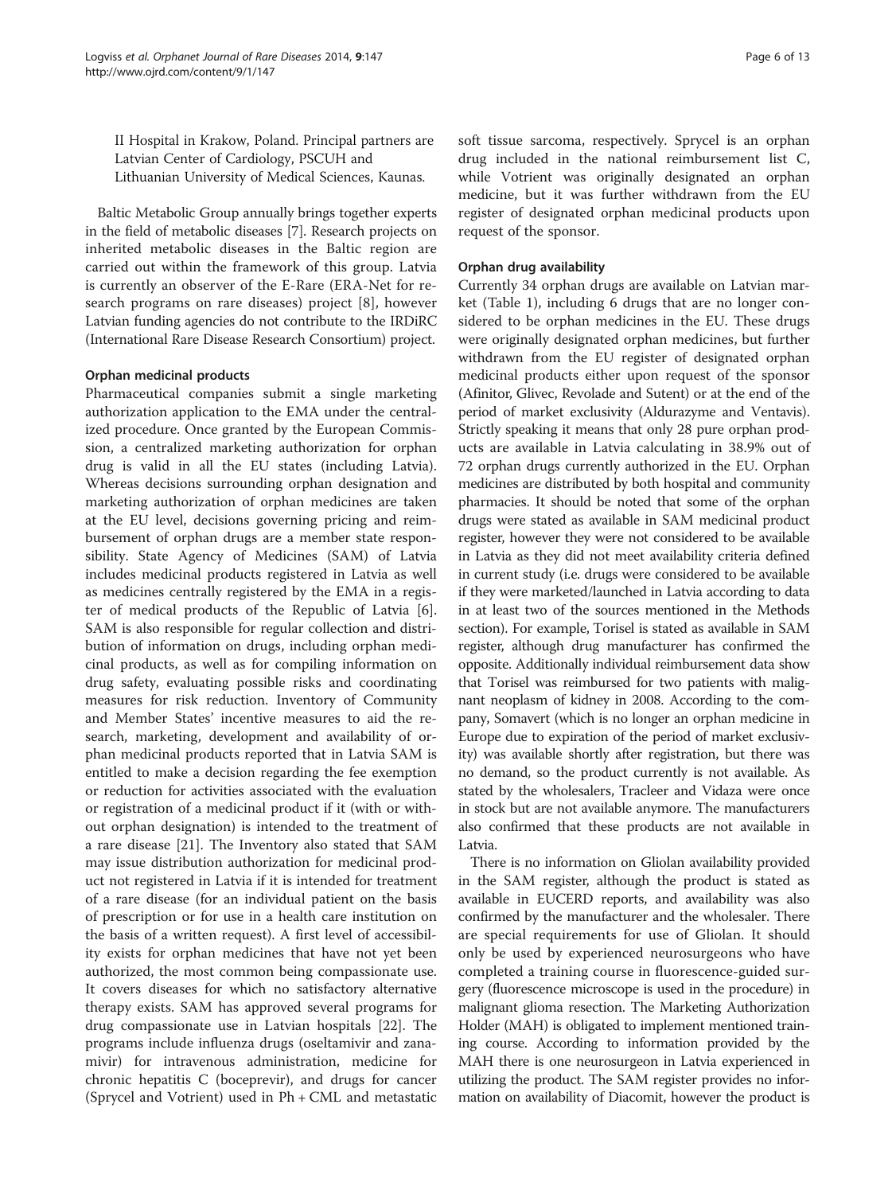II Hospital in Krakow, Poland. Principal partners are Latvian Center of Cardiology, PSCUH and Lithuanian University of Medical Sciences, Kaunas.

Baltic Metabolic Group annually brings together experts in the field of metabolic diseases [7]. Research projects on inherited metabolic diseases in the Baltic region are carried out within the framework of this group. Latvia is currently an observer of the E-Rare (ERA-Net for research programs on rare diseases) project [8], however Latvian funding agencies do not contribute to the IRDiRC (International Rare Disease Research Consortium) project.

### Orphan medicinal products

Pharmaceutical companies submit a single marketing authorization application to the EMA under the centralized procedure. Once granted by the European Commission, a centralized marketing authorization for orphan drug is valid in all the EU states (including Latvia). Whereas decisions surrounding orphan designation and marketing authorization of orphan medicines are taken at the EU level, decisions governing pricing and reimbursement of orphan drugs are a member state responsibility. State Agency of Medicines (SAM) of Latvia includes medicinal products registered in Latvia as well as medicines centrally registered by the EMA in a register of medical products of the Republic of Latvia [6]. SAM is also responsible for regular collection and distribution of information on drugs, including orphan medicinal products, as well as for compiling information on drug safety, evaluating possible risks and coordinating measures for risk reduction. Inventory of Community and Member States' incentive measures to aid the research, marketing, development and availability of orphan medicinal products reported that in Latvia SAM is entitled to make a decision regarding the fee exemption or reduction for activities associated with the evaluation or registration of a medicinal product if it (with or without orphan designation) is intended to the treatment of a rare disease [21]. The Inventory also stated that SAM may issue distribution authorization for medicinal product not registered in Latvia if it is intended for treatment of a rare disease (for an individual patient on the basis of prescription or for use in a health care institution on the basis of a written request). A first level of accessibility exists for orphan medicines that have not yet been authorized, the most common being compassionate use. It covers diseases for which no satisfactory alternative therapy exists. SAM has approved several programs for drug compassionate use in Latvian hospitals [22]. The programs include influenza drugs (oseltamivir and zanamivir) for intravenous administration, medicine for chronic hepatitis C (boceprevir), and drugs for cancer (Sprycel and Votrient) used in Ph + CML and metastatic soft tissue sarcoma, respectively. Sprycel is an orphan drug included in the national reimbursement list C, while Votrient was originally designated an orphan medicine, but it was further withdrawn from the EU register of designated orphan medicinal products upon request of the sponsor.

### Orphan drug availability

Currently 34 orphan drugs are available on Latvian market (Table 1), including 6 drugs that are no longer considered to be orphan medicines in the EU. These drugs were originally designated orphan medicines, but further withdrawn from the EU register of designated orphan medicinal products either upon request of the sponsor (Afinitor, Glivec, Revolade and Sutent) or at the end of the period of market exclusivity (Aldurazyme and Ventavis). Strictly speaking it means that only 28 pure orphan products are available in Latvia calculating in 38.9% out of 72 orphan drugs currently authorized in the EU. Orphan medicines are distributed by both hospital and community pharmacies. It should be noted that some of the orphan drugs were stated as available in SAM medicinal product register, however they were not considered to be available in Latvia as they did not meet availability criteria defined in current study (i.e. drugs were considered to be available if they were marketed/launched in Latvia according to data in at least two of the sources mentioned in the Methods section). For example, Torisel is stated as available in SAM register, although drug manufacturer has confirmed the opposite. Additionally individual reimbursement data show that Torisel was reimbursed for two patients with malignant neoplasm of kidney in 2008. According to the company, Somavert (which is no longer an orphan medicine in Europe due to expiration of the period of market exclusivity) was available shortly after registration, but there was no demand, so the product currently is not available. As stated by the wholesalers, Tracleer and Vidaza were once in stock but are not available anymore. The manufacturers also confirmed that these products are not available in Latvia.

There is no information on Gliolan availability provided in the SAM register, although the product is stated as available in EUCERD reports, and availability was also confirmed by the manufacturer and the wholesaler. There are special requirements for use of Gliolan. It should only be used by experienced neurosurgeons who have completed a training course in fluorescence-guided surgery (fluorescence microscope is used in the procedure) in malignant glioma resection. The Marketing Authorization Holder (MAH) is obligated to implement mentioned training course. According to information provided by the MAH there is one neurosurgeon in Latvia experienced in utilizing the product. The SAM register provides no information on availability of Diacomit, however the product is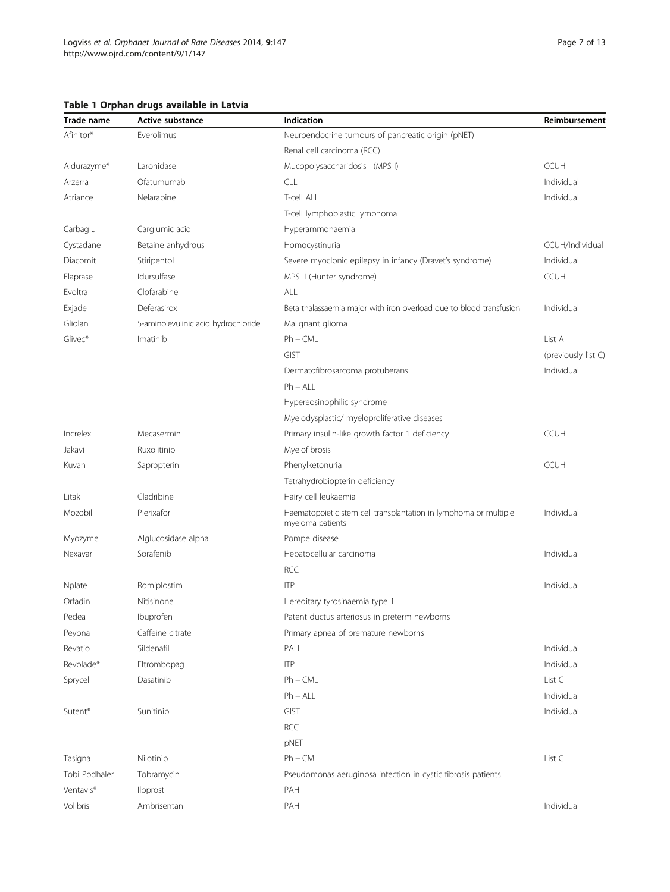**Table 1 Orphan drugs available in Latvia**

| Trade name | Active substance | Indication | Reimbursement |
|---|---|---|---|
| Afinitor* | Everolimus | Neuroendocrine tumours of pancreatic origin (pNET) | |
| | | Renal cell carcinoma (RCC) | |
| Aldurazyme* | Laronidase | Mucopolysaccharidosis I (MPS I) | CCUH |
| Arzerra | Ofatumumab | CLL | Individual |
| Atriance | Nelarabine | T-cell ALL | Individual |
| | | T-cell lymphoblastic lymphoma | |
| Carbaglu | Carglumic acid | Hyperammonaemia | |
| Cystadane | Betaine anhydrous | Homocystinuria | CCUH/Individual |
| Diacomit | Stiripentol | Severe myoclonic epilepsy in infancy (Dravet's syndrome) | Individual |
| Elaprase | Idursulfase | MPS II (Hunter syndrome) | CCUH |
| Evoltra | Clofarabine | ALL | |
| Exjade | Deferasirox | Beta thalassaemia major with iron overload due to blood transfusion | Individual |
| Gliolan | 5-aminolevulinic acid hydrochloride | Malignant glioma | |
| Glivec* | Imatinib | Ph + CML | List A |
| | | GIST | (previously list C) |
| | | Dermatofibrosarcoma protuberans | Individual |
| | | Ph + ALL | |
| | | Hypereosinophilic syndrome | |
| | | Myelodysplastic/ myeloproliferative diseases | |
| Increlex | Mecasermin | Primary insulin-like growth factor 1 deficiency | CCUH |
| Jakavi | Ruxolitinib | Myelofibrosis | |
| Kuvan | Sapropterin | Phenylketonuria | CCUH |
| | | Tetrahydrobiopterin deficiency | |
| Litak | Cladribine | Hairy cell leukaemia | |
| Mozobil | Plerixafor | Haematopoietic stem cell transplantation in lymphoma or multiple myeloma patients | Individual |
| Myozyme | Alglucosidase alpha | Pompe disease | |
| Nexavar | Sorafenib | Hepatocellular carcinoma | Individual |
| | | RCC | |
| Nplate | Romiplostim | ITP | Individual |
| Orfadin | Nitisinone | Hereditary tyrosinaemia type 1 | |
| Pedea | Ibuprofen | Patent ductus arteriosus in preterm newborns | |
| Peyona | Caffeine citrate | Primary apnea of premature newborns | |
| Revatio | Sildenafil | PAH | Individual |
| Revolade* | Eltrombopag | ITP | Individual |
| Sprycel | Dasatinib | Ph + CML | List C |
| | | Ph + ALL | Individual |
| Sutent* | Sunitinib | GIST | Individual |
| | | RCC | |
| | | pNET | |
| Tasigna | Nilotinib | Ph + CML | List C |
| Tobi Podhaler | Tobramycin | Pseudomonas aeruginosa infection in cystic fibrosis patients | |
| Ventavis* | Iloprost | PAH | |
| Volibris | Ambrisentan | PAH | Individual |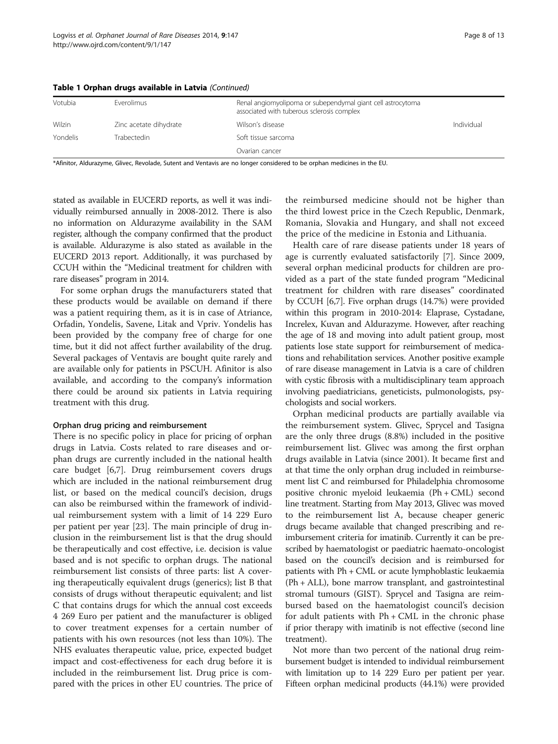**Table 1 Orphan drugs available in Latvia** *(Continued)*

| | | | |
|---|---|---|---|
| Votubia | Everolimus | Renal angiomyolipoma or subependymal giant cell astrocytoma associated with tuberous sclerosis complex | |
| Wilzin | Zinc acetate dihydrate | Wilson's disease | Individual |
| Yondelis | Trabectedin | Soft tissue sarcoma | |
| | | Ovarian cancer | |

*Afinitor, Aldurazyme, Glivec, Revolade, Sutent and Ventavis are no longer considered to be orphan medicines in the EU.

stated as available in EUCERD reports, as well it was individually reimbursed annually in 2008-2012. There is also no information on Aldurazyme availability in the SAM register, although the company confirmed that the product is available. Aldurazyme is also stated as available in the EUCERD 2013 report. Additionally, it was purchased by CCUH within the "Medicinal treatment for children with rare diseases" program in 2014.

For some orphan drugs the manufacturers stated that these products would be available on demand if there was a patient requiring them, as it is in case of Atriance, Orfadin, Yondelis, Savene, Litak and Vpriv. Yondelis has been provided by the company free of charge for one time, but it did not affect further availability of the drug. Several packages of Ventavis are bought quite rarely and are available only for patients in PSCUH. Afinitor is also available, and according to the company's information there could be around six patients in Latvia requiring treatment with this drug.

#### Orphan drug pricing and reimbursement

There is no specific policy in place for pricing of orphan drugs in Latvia. Costs related to rare diseases and orphan drugs are currently included in the national health care budget [6,7]. Drug reimbursement covers drugs which are included in the national reimbursement drug list, or based on the medical council's decision, drugs can also be reimbursed within the framework of individual reimbursement system with a limit of 14 229 Euro per patient per year [23]. The main principle of drug inclusion in the reimbursement list is that the drug should be therapeutically and cost effective, i.e. decision is value based and is not specific to orphan drugs. The national reimbursement list consists of three parts: list A covering therapeutically equivalent drugs (generics); list B that consists of drugs without therapeutic equivalent; and list C that contains drugs for which the annual cost exceeds 4 269 Euro per patient and the manufacturer is obliged to cover treatment expenses for a certain number of patients with his own resources (not less than 10%). The NHS evaluates therapeutic value, price, expected budget impact and cost-effectiveness for each drug before it is included in the reimbursement list. Drug price is compared with the prices in other EU countries. The price of the reimbursed medicine should not be higher than the third lowest price in the Czech Republic, Denmark, Romania, Slovakia and Hungary, and shall not exceed the price of the medicine in Estonia and Lithuania.

Health care of rare disease patients under 18 years of age is currently evaluated satisfactorily [7]. Since 2009, several orphan medicinal products for children are provided as a part of the state funded program "Medicinal treatment for children with rare diseases" coordinated by CCUH [6,7]. Five orphan drugs (14.7%) were provided within this program in 2010-2014: Elaprase, Cystadane, Increlex, Kuvan and Aldurazyme. However, after reaching the age of 18 and moving into adult patient group, most patients lose state support for reimbursement of medications and rehabilitation services. Another positive example of rare disease management in Latvia is a care of children with cystic fibrosis with a multidisciplinary team approach involving paediatricians, geneticists, pulmonologists, psychologists and social workers.

Orphan medicinal products are partially available via the reimbursement system. Glivec, Sprycel and Tasigna are the only three drugs (8.8%) included in the positive reimbursement list. Glivec was among the first orphan drugs available in Latvia (since 2001). It became first and at that time the only orphan drug included in reimbursement list C and reimbursed for Philadelphia chromosome positive chronic myeloid leukaemia (Ph + CML) second line treatment. Starting from May 2013, Glivec was moved to the reimbursement list A, because cheaper generic drugs became available that changed prescribing and reimbursement criteria for imatinib. Currently it can be prescribed by haematologist or paediatric haemato-oncologist based on the council's decision and is reimbursed for patients with Ph + CML or acute lymphoblastic leukaemia (Ph + ALL), bone marrow transplant, and gastrointestinal stromal tumours (GIST). Sprycel and Tasigna are reimbursed based on the haematologist council's decision for adult patients with Ph + CML in the chronic phase if prior therapy with imatinib is not effective (second line treatment).

Not more than two percent of the national drug reimbursement budget is intended to individual reimbursement with limitation up to 14 229 Euro per patient per year. Fifteen orphan medicinal products (44.1%) were provided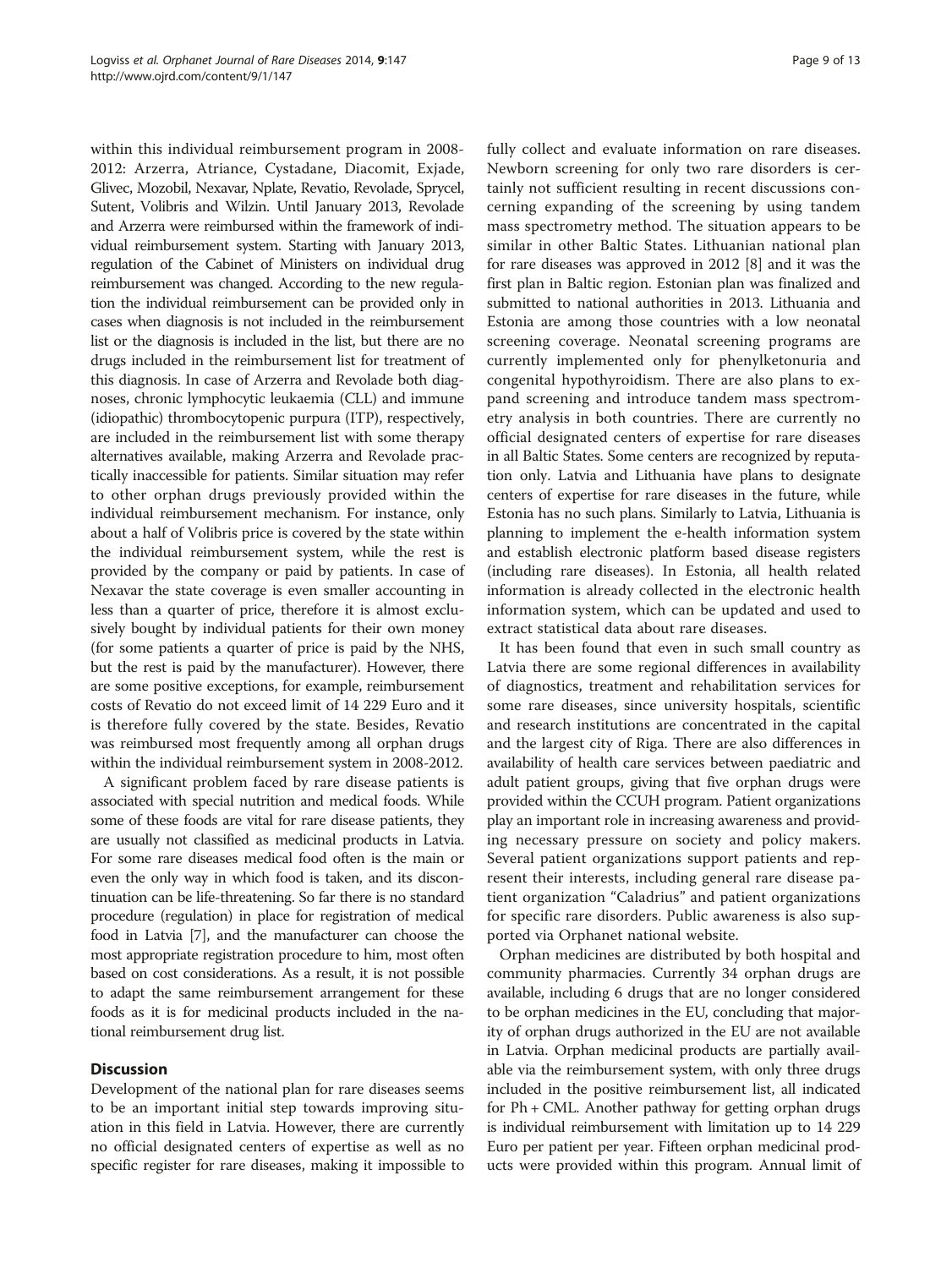within this individual reimbursement program in 2008-2012: Arzerra, Atriance, Cystadane, Diacomit, Exjade, Glivec, Mozobil, Nexavar, Nplate, Revatio, Revolade, Sprycel, Sutent, Volibris and Wilzin. Until January 2013, Revolade and Arzerra were reimbursed within the framework of individual reimbursement system. Starting with January 2013, regulation of the Cabinet of Ministers on individual drug reimbursement was changed. According to the new regulation the individual reimbursement can be provided only in cases when diagnosis is not included in the reimbursement list or the diagnosis is included in the list, but there are no drugs included in the reimbursement list for treatment of this diagnosis. In case of Arzerra and Revolade both diagnoses, chronic lymphocytic leukaemia (CLL) and immune (idiopathic) thrombocytopenic purpura (ITP), respectively, are included in the reimbursement list with some therapy alternatives available, making Arzerra and Revolade practically inaccessible for patients. Similar situation may refer to other orphan drugs previously provided within the individual reimbursement mechanism. For instance, only about a half of Volibris price is covered by the state within the individual reimbursement system, while the rest is provided by the company or paid by patients. In case of Nexavar the state coverage is even smaller accounting in less than a quarter of price, therefore it is almost exclusively bought by individual patients for their own money (for some patients a quarter of price is paid by the NHS, but the rest is paid by the manufacturer). However, there are some positive exceptions, for example, reimbursement costs of Revatio do not exceed limit of 14 229 Euro and it is therefore fully covered by the state. Besides, Revatio was reimbursed most frequently among all orphan drugs within the individual reimbursement system in 2008-2012.

A significant problem faced by rare disease patients is associated with special nutrition and medical foods. While some of these foods are vital for rare disease patients, they are usually not classified as medicinal products in Latvia. For some rare diseases medical food often is the main or even the only way in which food is taken, and its discontinuation can be life-threatening. So far there is no standard procedure (regulation) in place for registration of medical food in Latvia [7], and the manufacturer can choose the most appropriate registration procedure to him, most often based on cost considerations. As a result, it is not possible to adapt the same reimbursement arrangement for these foods as it is for medicinal products included in the national reimbursement drug list.

## Discussion

Development of the national plan for rare diseases seems to be an important initial step towards improving situation in this field in Latvia. However, there are currently no official designated centers of expertise as well as no specific register for rare diseases, making it impossible to fully collect and evaluate information on rare diseases. Newborn screening for only two rare disorders is certainly not sufficient resulting in recent discussions concerning expanding of the screening by using tandem mass spectrometry method. The situation appears to be similar in other Baltic States. Lithuanian national plan for rare diseases was approved in 2012 [8] and it was the first plan in Baltic region. Estonian plan was finalized and submitted to national authorities in 2013. Lithuania and Estonia are among those countries with a low neonatal screening coverage. Neonatal screening programs are currently implemented only for phenylketonuria and congenital hypothyroidism. There are also plans to expand screening and introduce tandem mass spectrometry analysis in both countries. There are currently no official designated centers of expertise for rare diseases in all Baltic States. Some centers are recognized by reputation only. Latvia and Lithuania have plans to designate centers of expertise for rare diseases in the future, while Estonia has no such plans. Similarly to Latvia, Lithuania is planning to implement the e-health information system and establish electronic platform based disease registers (including rare diseases). In Estonia, all health related information is already collected in the electronic health information system, which can be updated and used to extract statistical data about rare diseases.

It has been found that even in such small country as Latvia there are some regional differences in availability of diagnostics, treatment and rehabilitation services for some rare diseases, since university hospitals, scientific and research institutions are concentrated in the capital and the largest city of Riga. There are also differences in availability of health care services between paediatric and adult patient groups, giving that five orphan drugs were provided within the CCUH program. Patient organizations play an important role in increasing awareness and providing necessary pressure on society and policy makers. Several patient organizations support patients and represent their interests, including general rare disease patient organization "Caladrius" and patient organizations for specific rare disorders. Public awareness is also supported via Orphanet national website.

Orphan medicines are distributed by both hospital and community pharmacies. Currently 34 orphan drugs are available, including 6 drugs that are no longer considered to be orphan medicines in the EU, concluding that majority of orphan drugs authorized in the EU are not available in Latvia. Orphan medicinal products are partially available via the reimbursement system, with only three drugs included in the positive reimbursement list, all indicated for Ph + CML. Another pathway for getting orphan drugs is individual reimbursement with limitation up to 14 229 Euro per patient per year. Fifteen orphan medicinal products were provided within this program. Annual limit of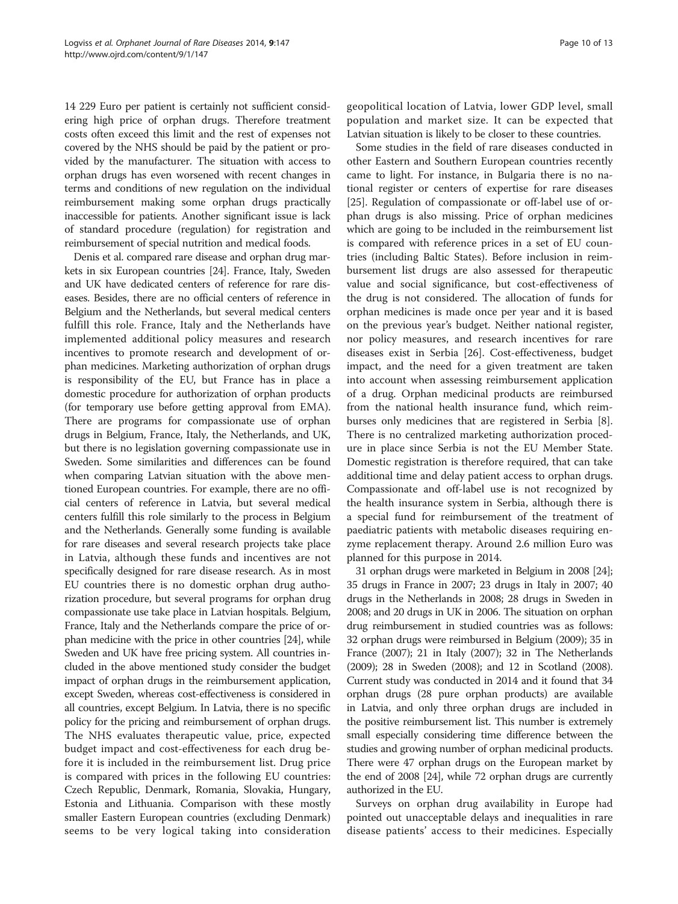14 229 Euro per patient is certainly not sufficient considering high price of orphan drugs. Therefore treatment costs often exceed this limit and the rest of expenses not covered by the NHS should be paid by the patient or provided by the manufacturer. The situation with access to orphan drugs has even worsened with recent changes in terms and conditions of new regulation on the individual reimbursement making some orphan drugs practically inaccessible for patients. Another significant issue is lack of standard procedure (regulation) for registration and reimbursement of special nutrition and medical foods.

Denis et al. compared rare disease and orphan drug markets in six European countries [24]. France, Italy, Sweden and UK have dedicated centers of reference for rare diseases. Besides, there are no official centers of reference in Belgium and the Netherlands, but several medical centers fulfill this role. France, Italy and the Netherlands have implemented additional policy measures and research incentives to promote research and development of orphan medicines. Marketing authorization of orphan drugs is responsibility of the EU, but France has in place a domestic procedure for authorization of orphan products (for temporary use before getting approval from EMA). There are programs for compassionate use of orphan drugs in Belgium, France, Italy, the Netherlands, and UK, but there is no legislation governing compassionate use in Sweden. Some similarities and differences can be found when comparing Latvian situation with the above mentioned European countries. For example, there are no official centers of reference in Latvia, but several medical centers fulfill this role similarly to the process in Belgium and the Netherlands. Generally some funding is available for rare diseases and several research projects take place in Latvia, although these funds and incentives are not specifically designed for rare disease research. As in most EU countries there is no domestic orphan drug authorization procedure, but several programs for orphan drug compassionate use take place in Latvian hospitals. Belgium, France, Italy and the Netherlands compare the price of orphan medicine with the price in other countries [24], while Sweden and UK have free pricing system. All countries included in the above mentioned study consider the budget impact of orphan drugs in the reimbursement application, except Sweden, whereas cost-effectiveness is considered in all countries, except Belgium. In Latvia, there is no specific policy for the pricing and reimbursement of orphan drugs. The NHS evaluates therapeutic value, price, expected budget impact and cost-effectiveness for each drug before it is included in the reimbursement list. Drug price is compared with prices in the following EU countries: Czech Republic, Denmark, Romania, Slovakia, Hungary, Estonia and Lithuania. Comparison with these mostly smaller Eastern European countries (excluding Denmark) seems to be very logical taking into consideration geopolitical location of Latvia, lower GDP level, small population and market size. It can be expected that Latvian situation is likely to be closer to these countries.

Some studies in the field of rare diseases conducted in other Eastern and Southern European countries recently came to light. For instance, in Bulgaria there is no national register or centers of expertise for rare diseases [25]. Regulation of compassionate or off-label use of orphan drugs is also missing. Price of orphan medicines which are going to be included in the reimbursement list is compared with reference prices in a set of EU countries (including Baltic States). Before inclusion in reimbursement list drugs are also assessed for therapeutic value and social significance, but cost-effectiveness of the drug is not considered. The allocation of funds for orphan medicines is made once per year and it is based on the previous year's budget. Neither national register, nor policy measures, and research incentives for rare diseases exist in Serbia [26]. Cost-effectiveness, budget impact, and the need for a given treatment are taken into account when assessing reimbursement application of a drug. Orphan medicinal products are reimbursed from the national health insurance fund, which reimburses only medicines that are registered in Serbia [8]. There is no centralized marketing authorization procedure in place since Serbia is not the EU Member State. Domestic registration is therefore required, that can take additional time and delay patient access to orphan drugs. Compassionate and off-label use is not recognized by the health insurance system in Serbia, although there is a special fund for reimbursement of the treatment of paediatric patients with metabolic diseases requiring enzyme replacement therapy. Around 2.6 million Euro was planned for this purpose in 2014.

31 orphan drugs were marketed in Belgium in 2008 [24]; 35 drugs in France in 2007; 23 drugs in Italy in 2007; 40 drugs in the Netherlands in 2008; 28 drugs in Sweden in 2008; and 20 drugs in UK in 2006. The situation on orphan drug reimbursement in studied countries was as follows: 32 orphan drugs were reimbursed in Belgium (2009); 35 in France (2007); 21 in Italy (2007); 32 in The Netherlands (2009); 28 in Sweden (2008); and 12 in Scotland (2008). Current study was conducted in 2014 and it found that 34 orphan drugs (28 pure orphan products) are available in Latvia, and only three orphan drugs are included in the positive reimbursement list. This number is extremely small especially considering time difference between the studies and growing number of orphan medicinal products. There were 47 orphan drugs on the European market by the end of 2008 [24], while 72 orphan drugs are currently authorized in the EU.

Surveys on orphan drug availability in Europe had pointed out unacceptable delays and inequalities in rare disease patients' access to their medicines. Especially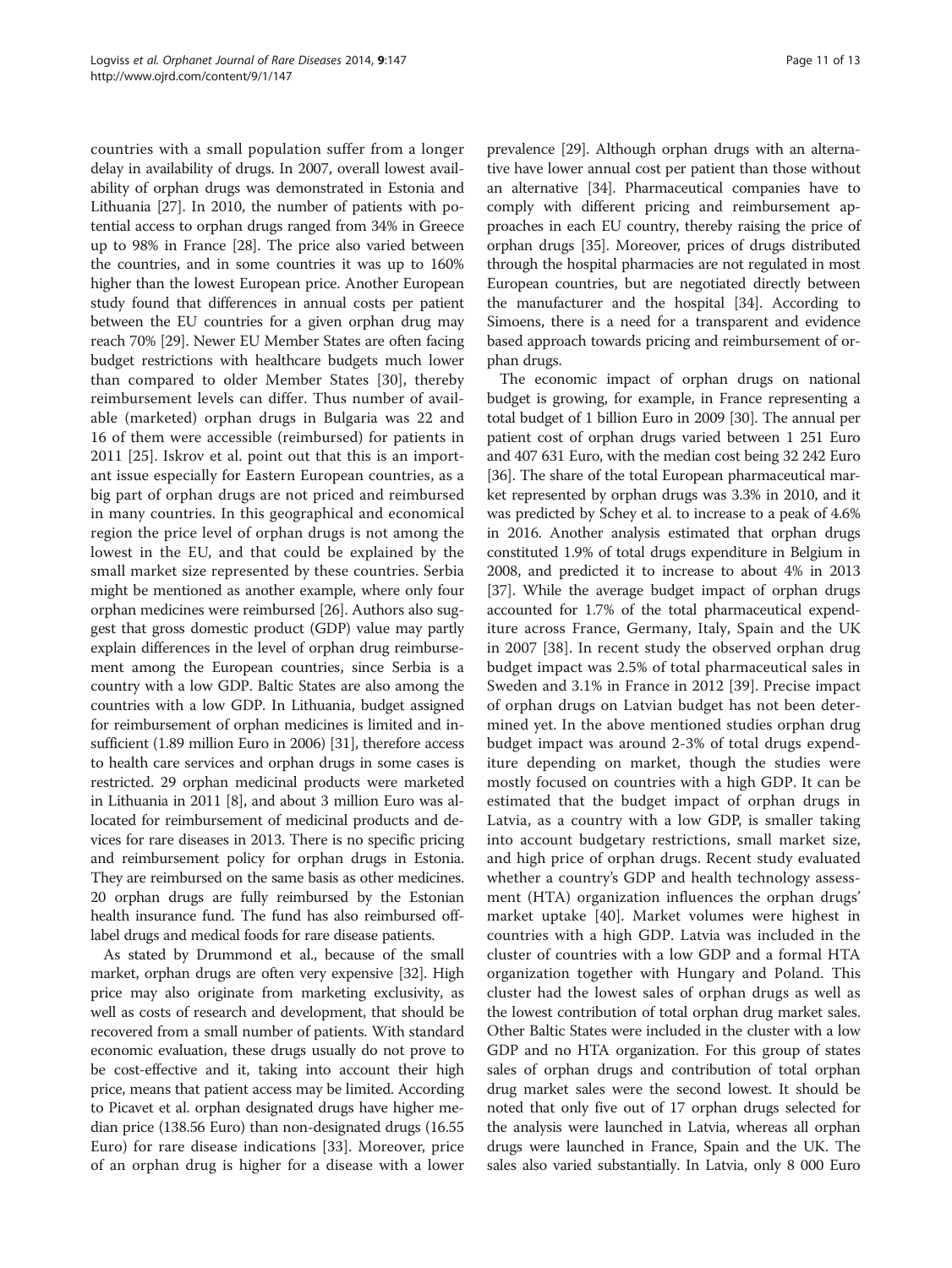countries with a small population suffer from a longer delay in availability of drugs. In 2007, overall lowest availability of orphan drugs was demonstrated in Estonia and Lithuania [27]. In 2010, the number of patients with potential access to orphan drugs ranged from 34% in Greece up to 98% in France [28]. The price also varied between the countries, and in some countries it was up to 160% higher than the lowest European price. Another European study found that differences in annual costs per patient between the EU countries for a given orphan drug may reach 70% [29]. Newer EU Member States are often facing budget restrictions with healthcare budgets much lower than compared to older Member States [30], thereby reimbursement levels can differ. Thus number of available (marketed) orphan drugs in Bulgaria was 22 and 16 of them were accessible (reimbursed) for patients in 2011 [25]. Iskrov et al. point out that this is an important issue especially for Eastern European countries, as a big part of orphan drugs are not priced and reimbursed in many countries. In this geographical and economical region the price level of orphan drugs is not among the lowest in the EU, and that could be explained by the small market size represented by these countries. Serbia might be mentioned as another example, where only four orphan medicines were reimbursed [26]. Authors also suggest that gross domestic product (GDP) value may partly explain differences in the level of orphan drug reimbursement among the European countries, since Serbia is a country with a low GDP. Baltic States are also among the countries with a low GDP. In Lithuania, budget assigned for reimbursement of orphan medicines is limited and insufficient (1.89 million Euro in 2006) [31], therefore access to health care services and orphan drugs in some cases is restricted. 29 orphan medicinal products were marketed in Lithuania in 2011 [8], and about 3 million Euro was allocated for reimbursement of medicinal products and devices for rare diseases in 2013. There is no specific pricing and reimbursement policy for orphan drugs in Estonia. They are reimbursed on the same basis as other medicines. 20 orphan drugs are fully reimbursed by the Estonian health insurance fund. The fund has also reimbursed off-label drugs and medical foods for rare disease patients.

As stated by Drummond et al., because of the small market, orphan drugs are often very expensive [32]. High price may also originate from marketing exclusivity, as well as costs of research and development, that should be recovered from a small number of patients. With standard economic evaluation, these drugs usually do not prove to be cost-effective and it, taking into account their high price, means that patient access may be limited. According to Picavet et al. orphan designated drugs have higher median price (138.56 Euro) than non-designated drugs (16.55 Euro) for rare disease indications [33]. Moreover, price of an orphan drug is higher for a disease with a lower prevalence [29]. Although orphan drugs with an alternative have lower annual cost per patient than those without an alternative [34]. Pharmaceutical companies have to comply with different pricing and reimbursement approaches in each EU country, thereby raising the price of orphan drugs [35]. Moreover, prices of drugs distributed through the hospital pharmacies are not regulated in most European countries, but are negotiated directly between the manufacturer and the hospital [34]. According to Simoens, there is a need for a transparent and evidence based approach towards pricing and reimbursement of orphan drugs.

The economic impact of orphan drugs on national budget is growing, for example, in France representing a total budget of 1 billion Euro in 2009 [30]. The annual per patient cost of orphan drugs varied between 1 251 Euro and 407 631 Euro, with the median cost being 32 242 Euro [36]. The share of the total European pharmaceutical market represented by orphan drugs was 3.3% in 2010, and it was predicted by Schey et al. to increase to a peak of 4.6% in 2016. Another analysis estimated that orphan drugs constituted 1.9% of total drugs expenditure in Belgium in 2008, and predicted it to increase to about 4% in 2013 [37]. While the average budget impact of orphan drugs accounted for 1.7% of the total pharmaceutical expenditure across France, Germany, Italy, Spain and the UK in 2007 [38]. In recent study the observed orphan drug budget impact was 2.5% of total pharmaceutical sales in Sweden and 3.1% in France in 2012 [39]. Precise impact of orphan drugs on Latvian budget has not been determined yet. In the above mentioned studies orphan drug budget impact was around 2-3% of total drugs expenditure depending on market, though the studies were mostly focused on countries with a high GDP. It can be estimated that the budget impact of orphan drugs in Latvia, as a country with a low GDP, is smaller taking into account budgetary restrictions, small market size, and high price of orphan drugs. Recent study evaluated whether a country's GDP and health technology assessment (HTA) organization influences the orphan drugs' market uptake [40]. Market volumes were highest in countries with a high GDP. Latvia was included in the cluster of countries with a low GDP and a formal HTA organization together with Hungary and Poland. This cluster had the lowest sales of orphan drugs as well as the lowest contribution of total orphan drug market sales. Other Baltic States were included in the cluster with a low GDP and no HTA organization. For this group of states sales of orphan drugs and contribution of total orphan drug market sales were the second lowest. It should be noted that only five out of 17 orphan drugs selected for the analysis were launched in Latvia, whereas all orphan drugs were launched in France, Spain and the UK. The sales also varied substantially. In Latvia, only 8 000 Euro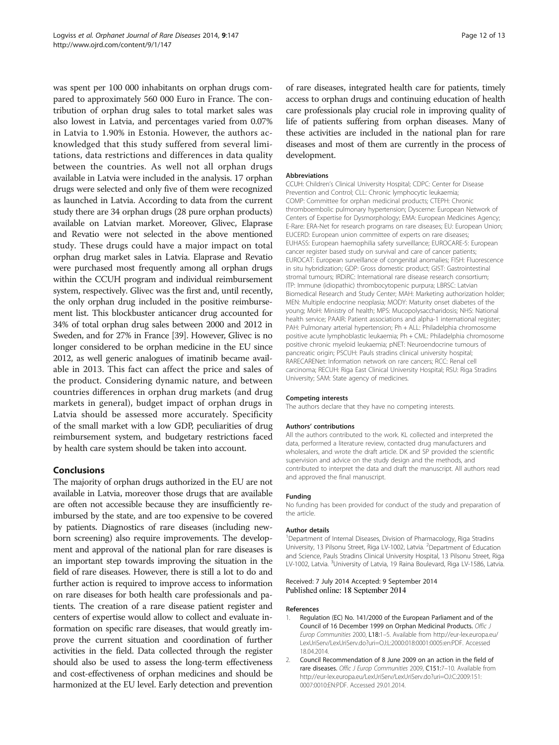was spent per 100 000 inhabitants on orphan drugs compared to approximately 560 000 Euro in France. The contribution of orphan drug sales to total market sales was also lowest in Latvia, and percentages varied from 0.07% in Latvia to 1.90% in Estonia. However, the authors acknowledged that this study suffered from several limitations, data restrictions and differences in data quality between the countries. As well not all orphan drugs available in Latvia were included in the analysis. 17 orphan drugs were selected and only five of them were recognized as launched in Latvia. According to data from the current study there are 34 orphan drugs (28 pure orphan products) available on Latvian market. Moreover, Glivec, Elaprase and Revatio were not selected in the above mentioned study. These drugs could have a major impact on total orphan drug market sales in Latvia. Elaprase and Revatio were purchased most frequently among all orphan drugs within the CCUH program and individual reimbursement system, respectively. Glivec was the first and, until recently, the only orphan drug included in the positive reimbursement list. This blockbuster anticancer drug accounted for 34% of total orphan drug sales between 2000 and 2012 in Sweden, and for 27% in France [39]. However, Glivec is no longer considered to be orphan medicine in the EU since 2012, as well generic analogues of imatinib became available in 2013. This fact can affect the price and sales of the product. Considering dynamic nature, and between countries differences in orphan drug markets (and drug markets in general), budget impact of orphan drugs in Latvia should be assessed more accurately. Specificity of the small market with a low GDP, peculiarities of drug reimbursement system, and budgetary restrictions faced by health care system should be taken into account.

## Conclusions

The majority of orphan drugs authorized in the EU are not available in Latvia, moreover those drugs that are available are often not accessible because they are insufficiently reimbursed by the state, and are too expensive to be covered by patients. Diagnostics of rare diseases (including newborn screening) also require improvements. The development and approval of the national plan for rare diseases is an important step towards improving the situation in the field of rare diseases. However, there is still a lot to do and further action is required to improve access to information on rare diseases for both health care professionals and patients. The creation of a rare disease patient register and centers of expertise would allow to collect and evaluate information on specific rare diseases, that would greatly improve the current situation and coordination of further activities in the field. Data collected through the register should also be used to assess the long-term effectiveness and cost-effectiveness of orphan medicines and should be harmonized at the EU level. Early detection and prevention of rare diseases, integrated health care for patients, timely access to orphan drugs and continuing education of health care professionals play crucial role in improving quality of life of patients suffering from orphan diseases. Many of these activities are included in the national plan for rare diseases and most of them are currently in the process of development.

#### Abbreviations

CCUH: Children's Clinical University Hospital; CDPC: Center for Disease Prevention and Control; CLL: Chronic lymphocytic leukaemia; COMP: Committee for orphan medicinal products; CTEPH: Chronic thromboembolic pulmonary hypertension; Dyscerne: European Network of Centers of Expertise for Dysmorphology; EMA: European Medicines Agency; E-Rare: ERA-Net for research programs on rare diseases; EU: European Union; EUCERD: European union committee of experts on rare diseases; EUHASS: European haemophilia safety surveillance; EUROCARE-5: European cancer register based study on survival and care of cancer patients; EUROCAT: European surveillance of congenital anomalies; FISH: Fluorescence in situ hybridization; GDP: Gross domestic product; GIST: Gastrointestinal stromal tumours; IRDiRC: International rare disease research consortium; ITP: Immune (idiopathic) thrombocytopenic purpura; LBRSC: Latvian Biomedical Research and Study Center; MAH: Marketing authorization holder; MEN: Multiple endocrine neoplasia; MODY: Maturity onset diabetes of the young; MoH: Ministry of health; MPS: Mucopolysaccharidosis; NHS: National health service; PAAIR: Patient associations and alpha-1 international register; PAH: Pulmonary arterial hypertension; Ph + ALL: Philadelphia chromosome positive acute lymphoblastic leukaemia; Ph + CML: Philadelphia chromosome positive chronic myeloid leukaemia; pNET: Neuroendocrine tumours of pancreatic origin; PSCUH: Pauls stradins clinical university hospital; RARECARENet: Information network on rare cancers; RCC: Renal cell carcinoma; RECUH: Riga East Clinical University Hospital; RSU: Riga Stradins University; SAM: State agency of medicines.

#### Competing interests

The authors declare that they have no competing interests.

#### Authors' contributions

All the authors contributed to the work. KL collected and interpreted the data, performed a literature review, contacted drug manufacturers and wholesalers, and wrote the draft article. DK and SP provided the scientific supervision and advice on the study design and the methods, and contributed to interpret the data and draft the manuscript. All authors read and approved the final manuscript.

#### Funding

No funding has been provided for conduct of the study and preparation of the article.

#### Author details

[1]Department of Internal Diseases, Division of Pharmacology, Riga Stradins University, 13 Pilsonu Street, Riga LV-1002, Latvia. [2]Department of Education and Science, Pauls Stradins Clinical University Hospital, 13 Pilsonu Street, Riga LV-1002, Latvia. [3]University of Latvia, 19 Raina Boulevard, Riga LV-1586, Latvia.

Received: 7 July 2014 Accepted: 9 September 2014
Published online: 18 September 2014

#### References

1. Regulation (EC) No. 141/2000 of the European Parliament and of the Council of 16 December 1999 on Orphan Medicinal Products. *Offic J Europ Communities* 2000, L18:1–5. Available from http://eur-lex.europa.eu/LexUriServ/LexUriServ.do?uri=OJ:L:2000:018:0001:0005:en:PDF. Accessed 18.04.2014.
2. Council Recommendation of 8 June 2009 on an action in the field of rare diseases. *Offic J Europ Communities* 2009, C151:7–10. Available from http://eur-lex.europa.eu/LexUriServ/LexUriServ.do?uri=OJ:C:2009:151:0007:0010:EN:PDF. Accessed 29.01.2014.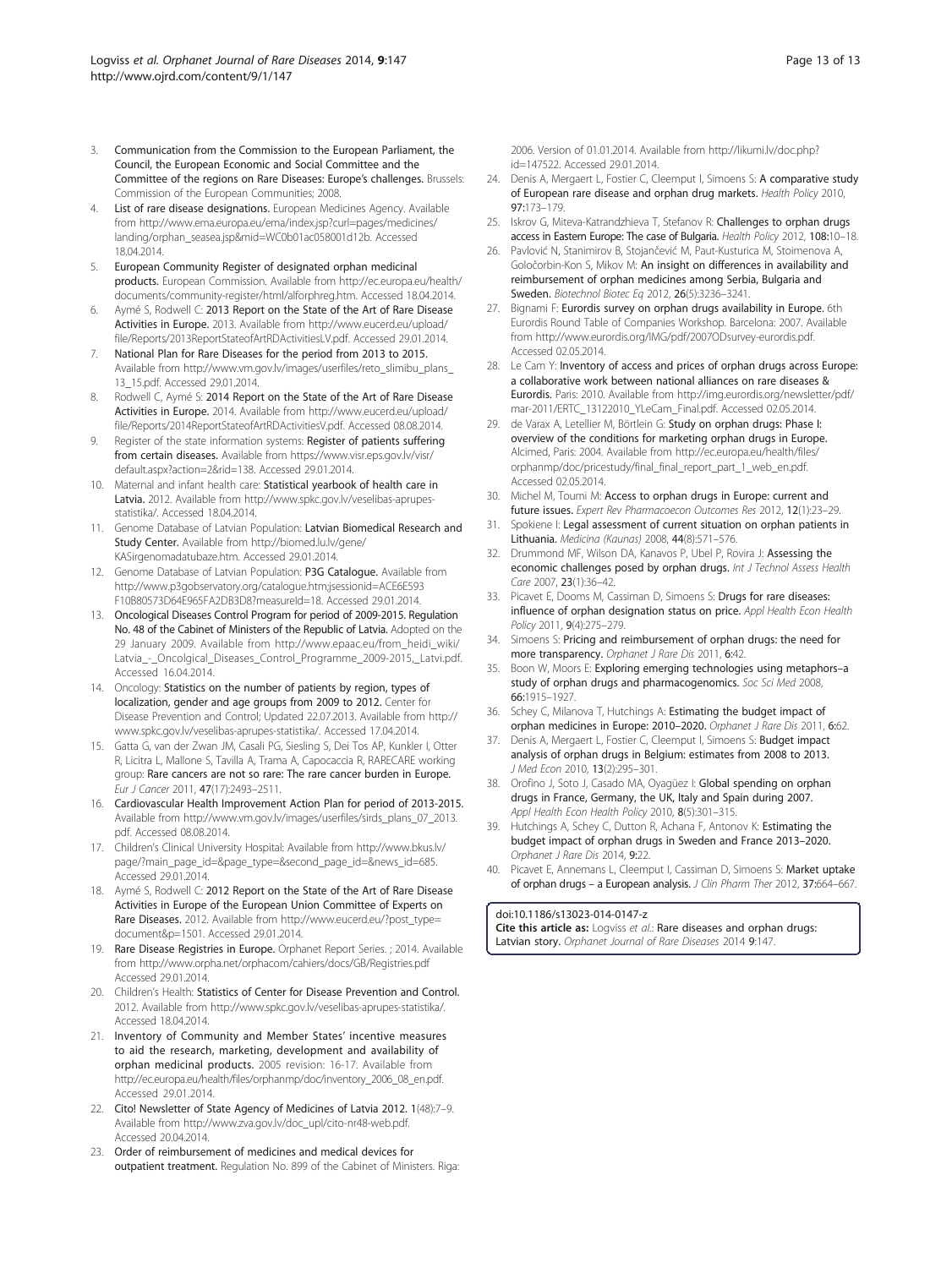3. **Communication from the Commission to the European Parliament, the Council, the European Economic and Social Committee and the Committee of the regions on Rare Diseases: Europe's challenges.** Brussels: Commission of the European Communities; 2008.
4. **List of rare disease designations.** European Medicines Agency. Available from http://www.ema.europa.eu/ema/index.jsp?curl=pages/medicines/landing/orphan_seasea.jsp&mid=WC0b01ac058001d12b. Accessed 18.04.2014.
5. **European Community Register of designated orphan medicinal products.** European Commission. Available from http://ec.europa.eu/health/documents/community-register/html/alforphreg.htm. Accessed 18.04.2014.
6. Aymé S, Rodwell C: **2013 Report on the State of the Art of Rare Disease Activities in Europe.** 2013. Available from http://www.eucerd.eu/upload/file/Reports/2013ReportStateofArtRDActivitiesLV.pdf. Accessed 29.01.2014.
7. **National Plan for Rare Diseases for the period from 2013 to 2015.** Available from http://www.vm.gov.lv/images/userfiles/reto_slimibu_plans_13_15.pdf. Accessed 29.01.2014.
8. Rodwell C, Aymé S: **2014 Report on the State of the Art of Rare Disease Activities in Europe.** 2014. Available from http://www.eucerd.eu/upload/file/Reports/2014ReportStateofArtRDActivitiesV.pdf. Accessed 08.08.2014.
9. Register of the state information systems: **Register of patients suffering from certain diseases.** Available from https://www.visr.eps.gov.lv/visr/default.aspx?action=2&rid=138. Accessed 29.01.2014.
10. Maternal and infant health care: **Statistical yearbook of health care in Latvia.** 2012. Available from http://www.spkc.gov.lv/veselibas-aprupes-statistika/. Accessed 18.04.2014.
11. Genome Database of Latvian Population: **Latvian Biomedical Research and Study Center.** Available from http://biomed.lu.lv/gene/KASirgenomadatubaze.htm. Accessed 29.01.2014.
12. Genome Database of Latvian Population: **P3G Catalogue.** Available from http://www.p3gobservatory.org/catalogue.htm;jsessionid=ACE6E593F10B80573D64E965FA2DB3D8?measureId=18. Accessed 29.01.2014.
13. **Oncological Diseases Control Program for period of 2009-2015. Regulation No. 48 of the Cabinet of Ministers of the Republic of Latvia.** Adopted on the 29 January 2009. Available from http://www.epaac.eu/from_heidi_wiki/Latvia_-_Oncolgical_Diseases_Control_Programme_2009-2015,_Latvi.pdf. Accessed 16.04.2014.
14. Oncology: **Statistics on the number of patients by region, types of localization, gender and age groups from 2009 to 2012.** Center for Disease Prevention and Control; Updated 22.07.2013. Available from http://www.spkc.gov.lv/veselibas-aprupes-statistika/. Accessed 17.04.2014.
15. Gatta G, van der Zwan JM, Casali PG, Siesling S, Dei Tos AP, Kunkler I, Otter R, Licitra L, Mallone S, Tavilla A, Trama A, Capocaccia R, RARECARE working group: **Rare cancers are not so rare: The rare cancer burden in Europe.** *Eur J Cancer* 2011, **47**(17):2493–2511.
16. **Cardiovascular Health Improvement Action Plan for period of 2013-2015.** Available from http://www.vm.gov.lv/images/userfiles/sirds_plans_07_2013.pdf. Accessed 08.08.2014.
17. Children's Clinical University Hospital: Available from http://www.bkus.lv/page/?main_page_id=&page_type=&second_page_id=&news_id=685. Accessed 29.01.2014.
18. Aymé S, Rodwell C: **2012 Report on the State of the Art of Rare Disease Activities in Europe of the European Union Committee of Experts on Rare Diseases.** 2012. Available from http://www.eucerd.eu/?post_type=document&p=1501. Accessed 29.01.2014.
19. **Rare Disease Registries in Europe.** Orphanet Report Series. ; 2014. Available from http://www.orpha.net/orphacom/cahiers/docs/GB/Registries.pdf Accessed 29.01.2014.
20. Children's Health: **Statistics of Center for Disease Prevention and Control.** 2012. Available from http://www.spkc.gov.lv/veselibas-aprupes-statistika/. Accessed 18.04.2014.
21. **Inventory of Community and Member States' incentive measures to aid the research, marketing, development and availability of orphan medicinal products.** 2005 revision: 16-17. Available from http://ec.europa.eu/health/files/orphanmp/doc/inventory_2006_08_en.pdf. Accessed 29.01.2014.
22. **Cito! Newsletter of State Agency of Medicines of Latvia 2012.** 1(48):7–9. Available from http://www.zva.gov.lv/doc_upl/cito-nr48-web.pdf. Accessed 20.04.2014.
23. **Order of reimbursement of medicines and medical devices for outpatient treatment.** Regulation No. 899 of the Cabinet of Ministers. Riga: 2006. Version of 01.01.2014. Available from http://likumi.lv/doc.php?id=147522. Accessed 29.01.2014.
24. Denis A, Mergaert L, Fostier C, Cleemput I, Simoens S: **A comparative study of European rare disease and orphan drug markets.** *Health Policy* 2010, **97**:173–179.
25. Iskrov G, Miteva-Katrandzhieva T, Stefanov R: **Challenges to orphan drugs access in Eastern Europe: The case of Bulgaria.** *Health Policy* 2012, **108**:10–18.
26. Pavlović N, Stanimirov B, Stojančević M, Paut-Kusturica M, Stoimenova A, Goločorbin-Kon S, Mikov M: **An insight on differences in availability and reimbursement of orphan medicines among Serbia, Bulgaria and Sweden.** *Biotechnol Biotec Eq* 2012, **26**(5):3236–3241.
27. Bignami F: **Eurordis survey on orphan drugs availability in Europe.** 6th Eurordis Round Table of Companies Workshop. Barcelona: 2007. Available from http://www.eurordis.org/IMG/pdf/2007ODsurvey-eurordis.pdf. Accessed 02.05.2014.
28. Le Cam Y: **Inventory of access and prices of orphan drugs across Europe: a collaborative work between national alliances on rare diseases & Eurordis.** Paris: 2010. Available from http://img.eurordis.org/newsletter/pdf/mar-2011/ERTC_13122010_YLeCam_Final.pdf. Accessed 02.05.2014.
29. de Varax A, Letellier M, Börtlein G: **Study on orphan drugs: Phase I: overview of the conditions for marketing orphan drugs in Europe.** Alcimed, Paris: 2004. Available from http://ec.europa.eu/health/files/orphanmp/doc/pricestudy/final_final_report_part_1_web_en.pdf. Accessed 02.05.2014.
30. Michel M, Toumi M: **Access to orphan drugs in Europe: current and future issues.** *Expert Rev Pharmacoecon Outcomes Res* 2012, **12**(1):23–29.
31. Spokiene I: **Legal assessment of current situation on orphan patients in Lithuania.** *Medicina (Kaunas)* 2008, **44**(8):571–576.
32. Drummond MF, Wilson DA, Kanavos P, Ubel P, Rovira J: **Assessing the economic challenges posed by orphan drugs.** *Int J Technol Assess Health Care* 2007, **23**(1):36–42.
33. Picavet E, Dooms M, Cassiman D, Simoens S: **Drugs for rare diseases: influence of orphan designation status on price.** *Appl Health Econ Health Policy* 2011, **9**(4):275–279.
34. Simoens S: **Pricing and reimbursement of orphan drugs: the need for more transparency.** *Orphanet J Rare Dis* 2011, **6**:42.
35. Boon W, Moors E: **Exploring emerging technologies using metaphors–a study of orphan drugs and pharmacogenomics.** *Soc Sci Med* 2008, **66**:1915–1927.
36. Schey C, Milanova T, Hutchings A: **Estimating the budget impact of orphan medicines in Europe: 2010–2020.** *Orphanet J Rare Dis* 2011, **6**:62.
37. Denis A, Mergaert L, Fostier C, Cleemput I, Simoens S: **Budget impact analysis of orphan drugs in Belgium: estimates from 2008 to 2013.** *J Med Econ* 2010, **13**(2):295–301.
38. Orofino J, Soto J, Casado MA, Oyagüez I: **Global spending on orphan drugs in France, Germany, the UK, Italy and Spain during 2007.** *Appl Health Econ Health Policy* 2010, **8**(5):301–315.
39. Hutchings A, Schey C, Dutton R, Achana F, Antonov K: **Estimating the budget impact of orphan drugs in Sweden and France 2013–2020.** *Orphanet J Rare Dis* 2014, **9**:22.
40. Picavet E, Annemans L, Cleemput I, Cassiman D, Simoens S: **Market uptake of orphan drugs – a European analysis.** *J Clin Pharm Ther* 2012, **37**:664–667.

doi:10.1186/s13023-014-0147-z

**Cite this article as:** Logviss *et al.*: Rare diseases and orphan drugs: Latvian story. *Orphanet Journal of Rare Diseases* 2014 **9**:147.